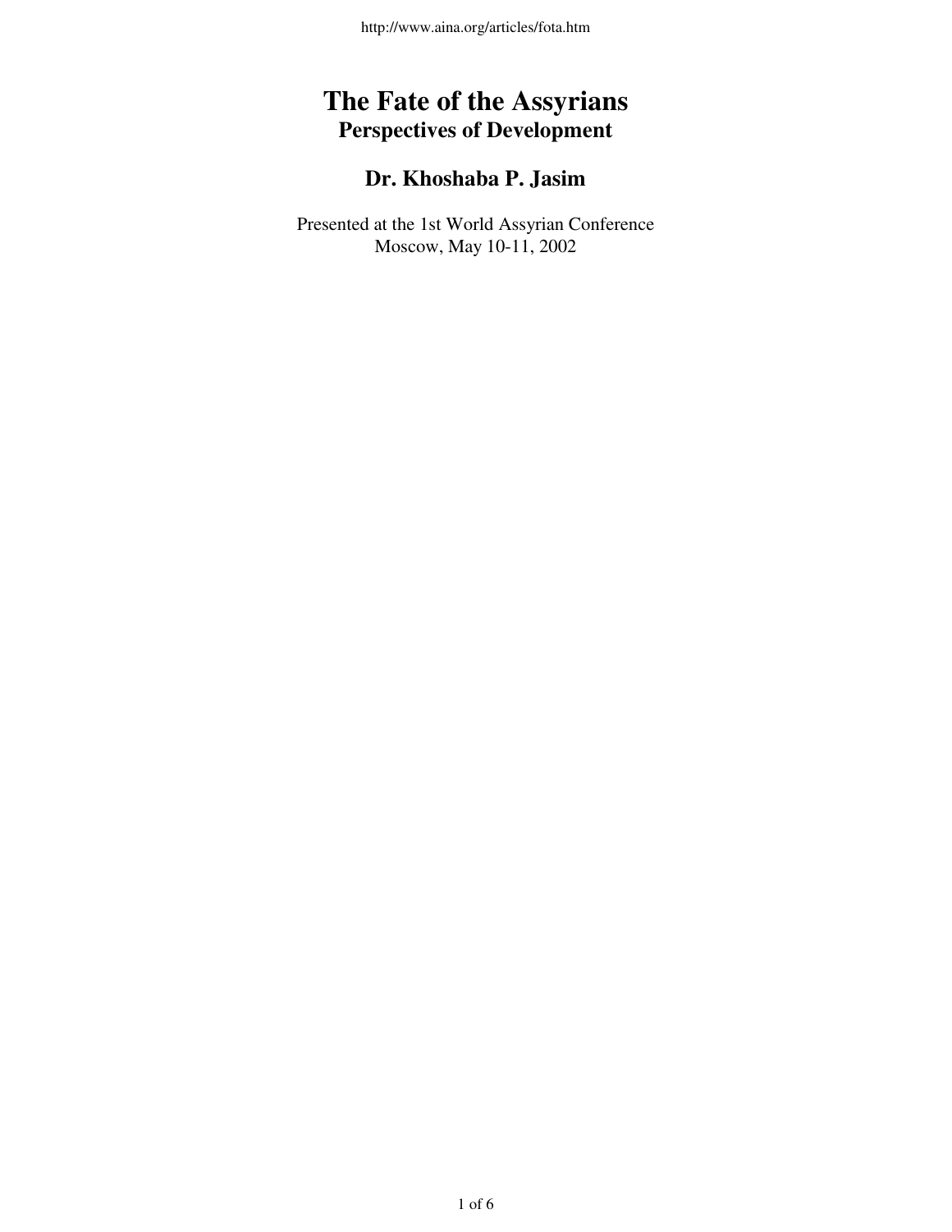# The Fate of the Assyrians

## Perspectives of Development

### Dr. Khoshaba P. Jasim

Presented at the 1st World Assyrian Conference
Moscow, May 10-11, 2002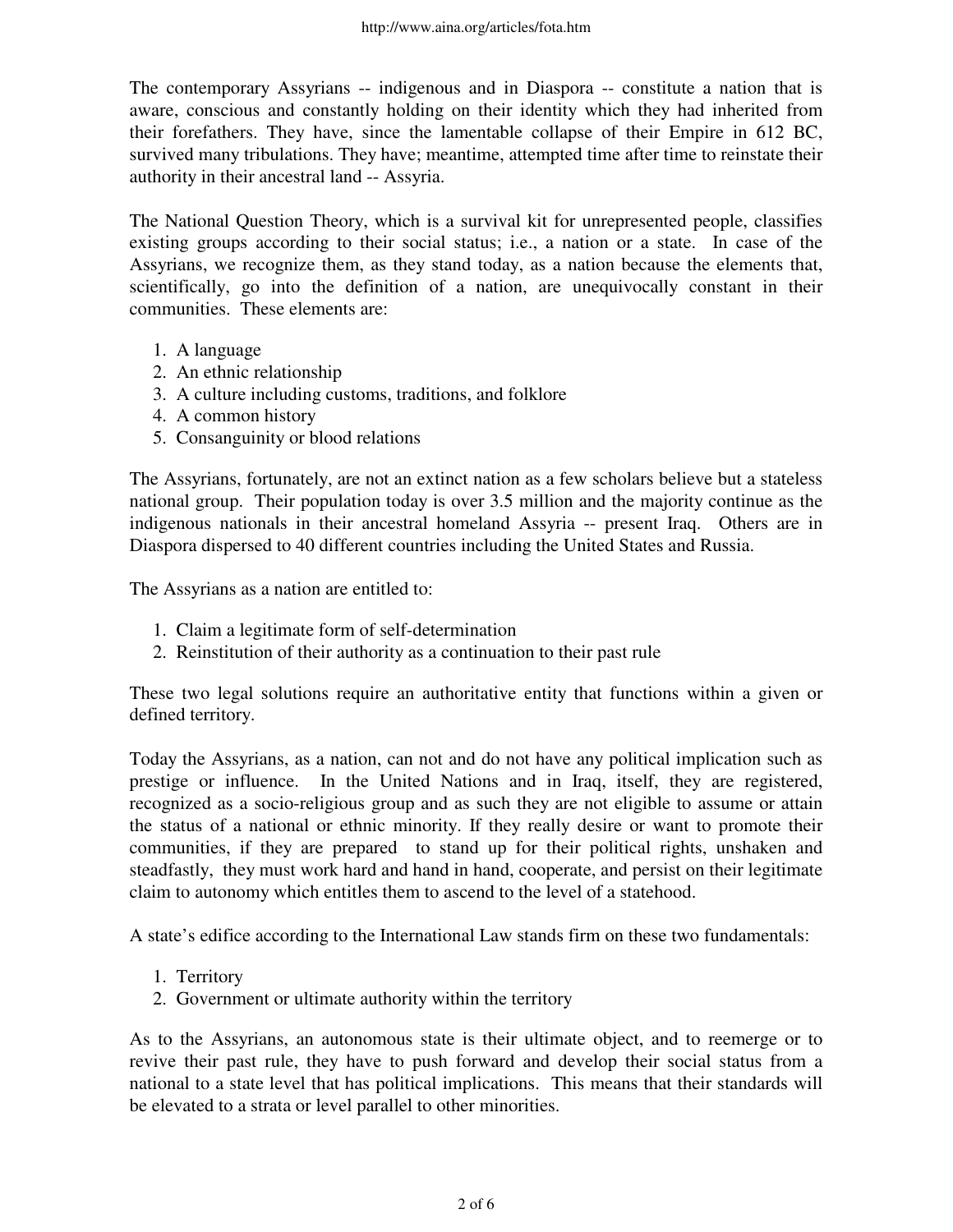The contemporary Assyrians -- indigenous and in Diaspora -- constitute a nation that is aware, conscious and constantly holding on their identity which they had inherited from their forefathers. They have, since the lamentable collapse of their Empire in 612 BC, survived many tribulations. They have; meantime, attempted time after time to reinstate their authority in their ancestral land -- Assyria.

The National Question Theory, which is a survival kit for unrepresented people, classifies existing groups according to their social status; i.e., a nation or a state. In case of the Assyrians, we recognize them, as they stand today, as a nation because the elements that, scientifically, go into the definition of a nation, are unequivocally constant in their communities. These elements are:

1. A language
2. An ethnic relationship
3. A culture including customs, traditions, and folklore
4. A common history
5. Consanguinity or blood relations

The Assyrians, fortunately, are not an extinct nation as a few scholars believe but a stateless national group. Their population today is over 3.5 million and the majority continue as the indigenous nationals in their ancestral homeland Assyria -- present Iraq. Others are in Diaspora dispersed to 40 different countries including the United States and Russia.

The Assyrians as a nation are entitled to:

1. Claim a legitimate form of self-determination
2. Reinstitution of their authority as a continuation to their past rule

These two legal solutions require an authoritative entity that functions within a given or defined territory.

Today the Assyrians, as a nation, can not and do not have any political implication such as prestige or influence. In the United Nations and in Iraq, itself, they are registered, recognized as a socio-religious group and as such they are not eligible to assume or attain the status of a national or ethnic minority. If they really desire or want to promote their communities, if they are prepared to stand up for their political rights, unshaken and steadfastly, they must work hard and hand in hand, cooperate, and persist on their legitimate claim to autonomy which entitles them to ascend to the level of a statehood.

A state's edifice according to the International Law stands firm on these two fundamentals:

1. Territory
2. Government or ultimate authority within the territory

As to the Assyrians, an autonomous state is their ultimate object, and to reemerge or to revive their past rule, they have to push forward and develop their social status from a national to a state level that has political implications. This means that their standards will be elevated to a strata or level parallel to other minorities.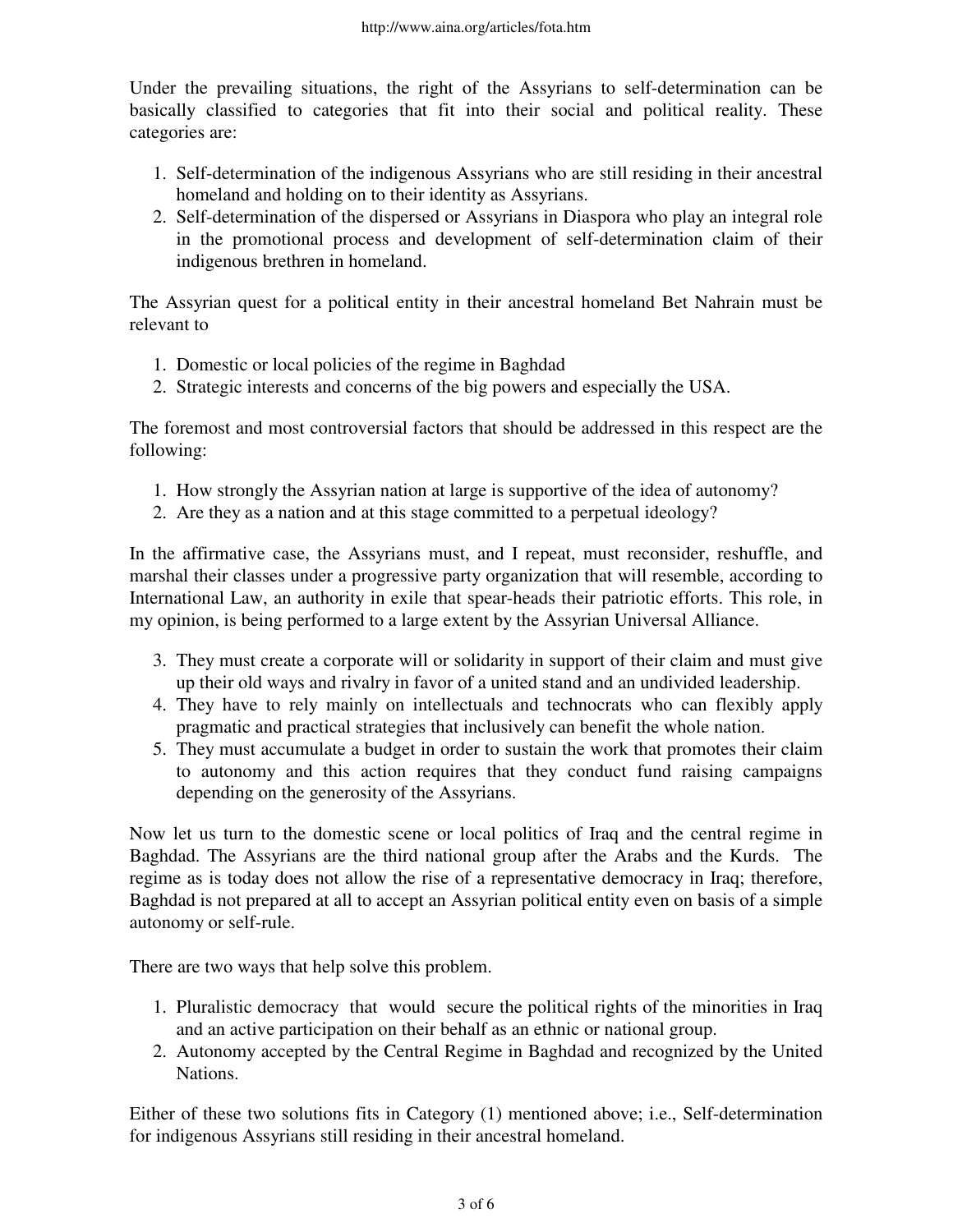Under the prevailing situations, the right of the Assyrians to self-determination can be basically classified to categories that fit into their social and political reality. These categories are:

1. Self-determination of the indigenous Assyrians who are still residing in their ancestral homeland and holding on to their identity as Assyrians.
2. Self-determination of the dispersed or Assyrians in Diaspora who play an integral role in the promotional process and development of self-determination claim of their indigenous brethren in homeland.

The Assyrian quest for a political entity in their ancestral homeland Bet Nahrain must be relevant to

1. Domestic or local policies of the regime in Baghdad
2. Strategic interests and concerns of the big powers and especially the USA.

The foremost and most controversial factors that should be addressed in this respect are the following:

1. How strongly the Assyrian nation at large is supportive of the idea of autonomy?
2. Are they as a nation and at this stage committed to a perpetual ideology?

In the affirmative case, the Assyrians must, and I repeat, must reconsider, reshuffle, and marshal their classes under a progressive party organization that will resemble, according to International Law, an authority in exile that spear-heads their patriotic efforts. This role, in my opinion, is being performed to a large extent by the Assyrian Universal Alliance.

3. They must create a corporate will or solidarity in support of their claim and must give up their old ways and rivalry in favor of a united stand and an undivided leadership.
4. They have to rely mainly on intellectuals and technocrats who can flexibly apply pragmatic and practical strategies that inclusively can benefit the whole nation.
5. They must accumulate a budget in order to sustain the work that promotes their claim to autonomy and this action requires that they conduct fund raising campaigns depending on the generosity of the Assyrians.

Now let us turn to the domestic scene or local politics of Iraq and the central regime in Baghdad. The Assyrians are the third national group after the Arabs and the Kurds. The regime as is today does not allow the rise of a representative democracy in Iraq; therefore, Baghdad is not prepared at all to accept an Assyrian political entity even on basis of a simple autonomy or self-rule.

There are two ways that help solve this problem.

1. Pluralistic democracy that would secure the political rights of the minorities in Iraq and an active participation on their behalf as an ethnic or national group.
2. Autonomy accepted by the Central Regime in Baghdad and recognized by the United Nations.

Either of these two solutions fits in Category (1) mentioned above; i.e., Self-determination for indigenous Assyrians still residing in their ancestral homeland.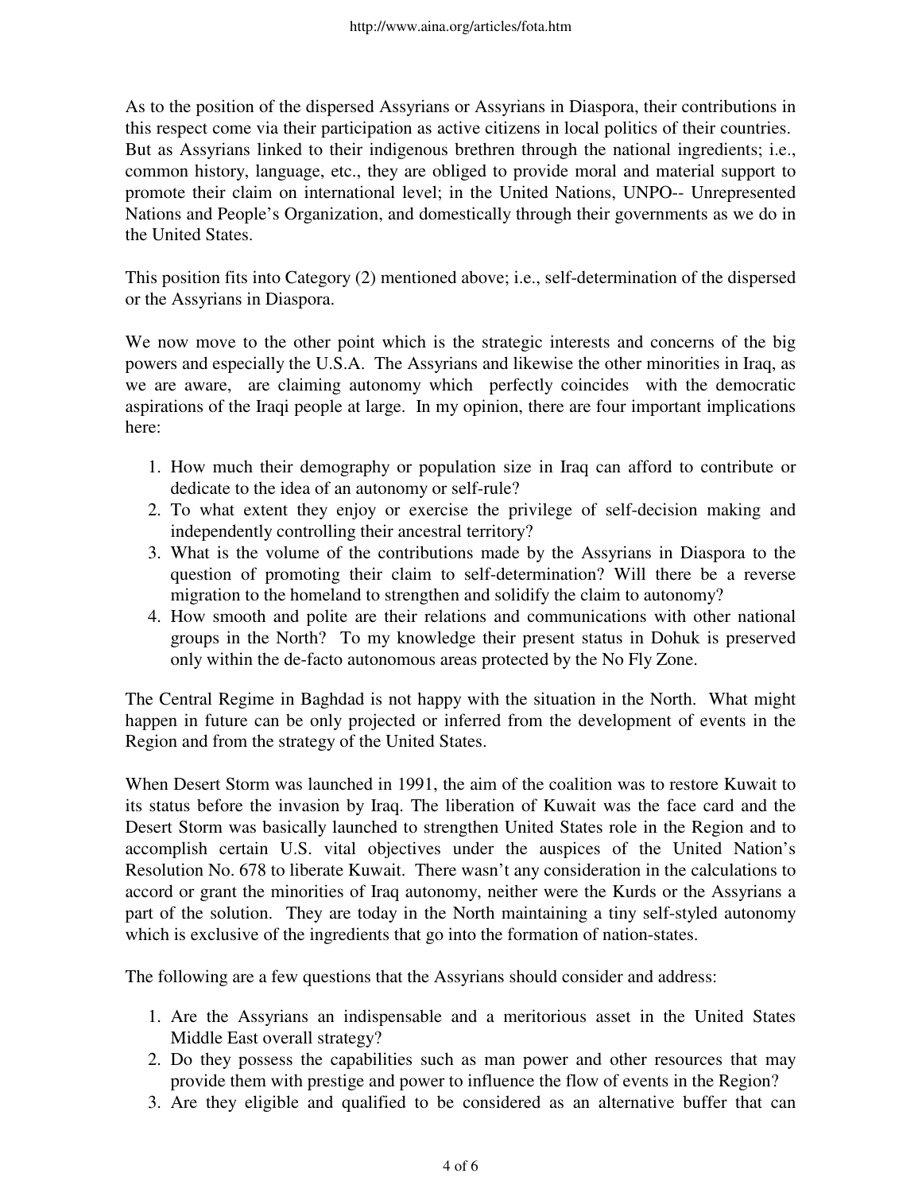As to the position of the dispersed Assyrians or Assyrians in Diaspora, their contributions in this respect come via their participation as active citizens in local politics of their countries. But as Assyrians linked to their indigenous brethren through the national ingredients; i.e., common history, language, etc., they are obliged to provide moral and material support to promote their claim on international level; in the United Nations, UNPO-- Unrepresented Nations and People's Organization, and domestically through their governments as we do in the United States.

This position fits into Category (2) mentioned above; i.e., self-determination of the dispersed or the Assyrians in Diaspora.

We now move to the other point which is the strategic interests and concerns of the big powers and especially the U.S.A. The Assyrians and likewise the other minorities in Iraq, as we are aware, are claiming autonomy which perfectly coincides with the democratic aspirations of the Iraqi people at large. In my opinion, there are four important implications here:

1. How much their demography or population size in Iraq can afford to contribute or dedicate to the idea of an autonomy or self-rule?
2. To what extent they enjoy or exercise the privilege of self-decision making and independently controlling their ancestral territory?
3. What is the volume of the contributions made by the Assyrians in Diaspora to the question of promoting their claim to self-determination? Will there be a reverse migration to the homeland to strengthen and solidify the claim to autonomy?
4. How smooth and polite are their relations and communications with other national groups in the North? To my knowledge their present status in Dohuk is preserved only within the de-facto autonomous areas protected by the No Fly Zone.

The Central Regime in Baghdad is not happy with the situation in the North. What might happen in future can be only projected or inferred from the development of events in the Region and from the strategy of the United States.

When Desert Storm was launched in 1991, the aim of the coalition was to restore Kuwait to its status before the invasion by Iraq. The liberation of Kuwait was the face card and the Desert Storm was basically launched to strengthen United States role in the Region and to accomplish certain U.S. vital objectives under the auspices of the United Nation's Resolution No. 678 to liberate Kuwait. There wasn't any consideration in the calculations to accord or grant the minorities of Iraq autonomy, neither were the Kurds or the Assyrians a part of the solution. They are today in the North maintaining a tiny self-styled autonomy which is exclusive of the ingredients that go into the formation of nation-states.

The following are a few questions that the Assyrians should consider and address:

1. Are the Assyrians an indispensable and a meritorious asset in the United States Middle East overall strategy?
2. Do they possess the capabilities such as man power and other resources that may provide them with prestige and power to influence the flow of events in the Region?
3. Are they eligible and qualified to be considered as an alternative buffer that can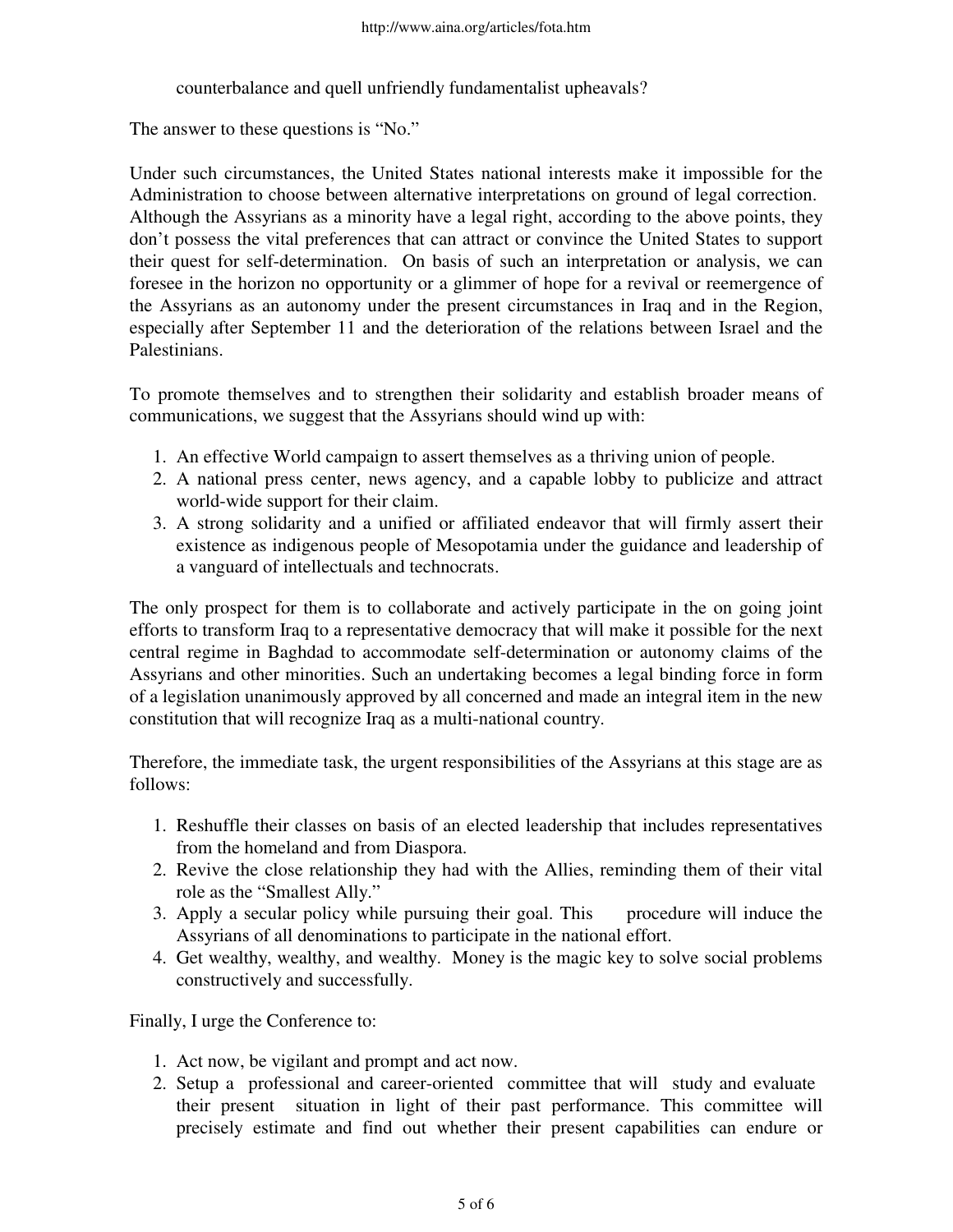counterbalance and quell unfriendly fundamentalist upheavals?

The answer to these questions is "No."

Under such circumstances, the United States national interests make it impossible for the Administration to choose between alternative interpretations on ground of legal correction. Although the Assyrians as a minority have a legal right, according to the above points, they don't possess the vital preferences that can attract or convince the United States to support their quest for self-determination. On basis of such an interpretation or analysis, we can foresee in the horizon no opportunity or a glimmer of hope for a revival or reemergence of the Assyrians as an autonomy under the present circumstances in Iraq and in the Region, especially after September 11 and the deterioration of the relations between Israel and the Palestinians.

To promote themselves and to strengthen their solidarity and establish broader means of communications, we suggest that the Assyrians should wind up with:

1. An effective World campaign to assert themselves as a thriving union of people.
2. A national press center, news agency, and a capable lobby to publicize and attract world-wide support for their claim.
3. A strong solidarity and a unified or affiliated endeavor that will firmly assert their existence as indigenous people of Mesopotamia under the guidance and leadership of a vanguard of intellectuals and technocrats.

The only prospect for them is to collaborate and actively participate in the on going joint efforts to transform Iraq to a representative democracy that will make it possible for the next central regime in Baghdad to accommodate self-determination or autonomy claims of the Assyrians and other minorities. Such an undertaking becomes a legal binding force in form of a legislation unanimously approved by all concerned and made an integral item in the new constitution that will recognize Iraq as a multi-national country.

Therefore, the immediate task, the urgent responsibilities of the Assyrians at this stage are as follows:

1. Reshuffle their classes on basis of an elected leadership that includes representatives from the homeland and from Diaspora.
2. Revive the close relationship they had with the Allies, reminding them of their vital role as the "Smallest Ally."
3. Apply a secular policy while pursuing their goal. This procedure will induce the Assyrians of all denominations to participate in the national effort.
4. Get wealthy, wealthy, and wealthy. Money is the magic key to solve social problems constructively and successfully.

Finally, I urge the Conference to:

1. Act now, be vigilant and prompt and act now.
2. Setup a professional and career-oriented committee that will study and evaluate their present situation in light of their past performance. This committee will precisely estimate and find out whether their present capabilities can endure or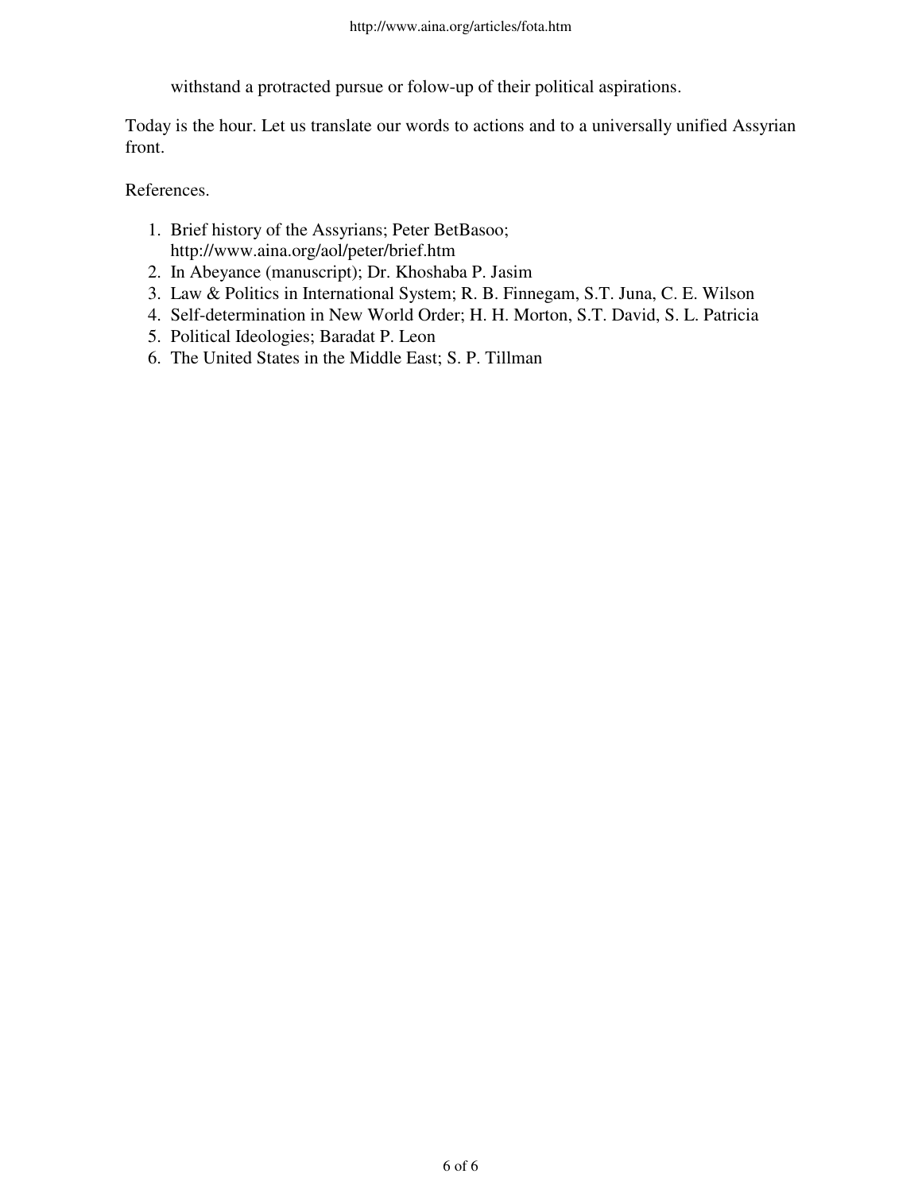withstand a protracted pursue or folow-up of their political aspirations.

Today is the hour. Let us translate our words to actions and to a universally unified Assyrian front.

References.

1. Brief history of the Assyrians; Peter BetBasoo; http://www.aina.org/aol/peter/brief.htm
2. In Abeyance (manuscript); Dr. Khoshaba P. Jasim
3. Law & Politics in International System; R. B. Finnegam, S.T. Juna, C. E. Wilson
4. Self-determination in New World Order; H. H. Morton, S.T. David, S. L. Patricia
5. Political Ideologies; Baradat P. Leon
6. The United States in the Middle East; S. P. Tillman